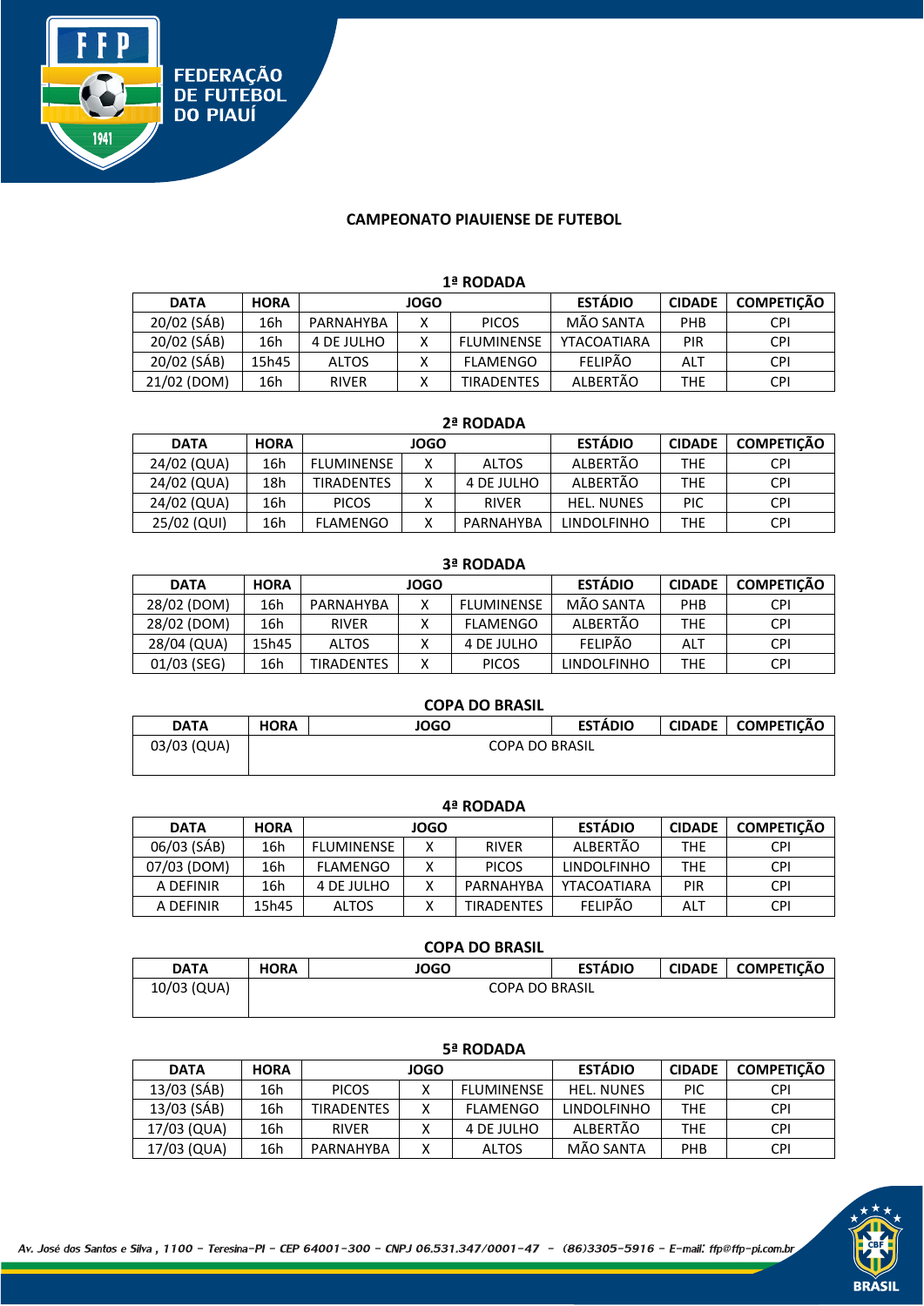FEDERAÇÃO DE FUTEBOL DO PIAUÍ

## CAMPEONATO PIAUIENSE DE FUTEBOL

### 1ª RODADA

| DATA | HORA | JOGO | | | ESTÁDIO | CIDADE | COMPETIÇÃO |
|---|---|---|---|---|---|---|---|
| 20/02 (SÁB) | 16h | PARNAHYBA | X | PICOS | MÃO SANTA | PHB | CPI |
| 20/02 (SÁB) | 16h | 4 DE JULHO | X | FLUMINENSE | YTACOATIARA | PIR | CPI |
| 20/02 (SÁB) | 15h45 | ALTOS | X | FLAMENGO | FELIPÃO | ALT | CPI |
| 21/02 (DOM) | 16h | RIVER | X | TIRADENTES | ALBERTÃO | THE | CPI |

### 2ª RODADA

| DATA | HORA | JOGO | | | ESTÁDIO | CIDADE | COMPETIÇÃO |
|---|---|---|---|---|---|---|---|
| 24/02 (QUA) | 16h | FLUMINENSE | X | ALTOS | ALBERTÃO | THE | CPI |
| 24/02 (QUA) | 18h | TIRADENTES | X | 4 DE JULHO | ALBERTÃO | THE | CPI |
| 24/02 (QUA) | 16h | PICOS | X | RIVER | HEL. NUNES | PIC | CPI |
| 25/02 (QUI) | 16h | FLAMENGO | X | PARNAHYBA | LINDOLFINHO | THE | CPI |

### 3ª RODADA

| DATA | HORA | JOGO | | | ESTÁDIO | CIDADE | COMPETIÇÃO |
|---|---|---|---|---|---|---|---|
| 28/02 (DOM) | 16h | PARNAHYBA | X | FLUMINENSE | MÃO SANTA | PHB | CPI |
| 28/02 (DOM) | 16h | RIVER | X | FLAMENGO | ALBERTÃO | THE | CPI |
| 28/04 (QUA) | 15h45 | ALTOS | X | 4 DE JULHO | FELIPÃO | ALT | CPI |
| 01/03 (SEG) | 16h | TIRADENTES | X | PICOS | LINDOLFINHO | THE | CPI |

### COPA DO BRASIL

| DATA | HORA | JOGO | ESTÁDIO | CIDADE | COMPETIÇÃO |
|---|---|---|---|---|---|
| 03/03 (QUA) | COPA DO BRASIL | | | | |

### 4ª RODADA

| DATA | HORA | JOGO | | | ESTÁDIO | CIDADE | COMPETIÇÃO |
|---|---|---|---|---|---|---|---|
| 06/03 (SÁB) | 16h | FLUMINENSE | X | RIVER | ALBERTÃO | THE | CPI |
| 07/03 (DOM) | 16h | FLAMENGO | X | PICOS | LINDOLFINHO | THE | CPI |
| A DEFINIR | 16h | 4 DE JULHO | X | PARNAHYBA | YTACOATIARA | PIR | CPI |
| A DEFINIR | 15h45 | ALTOS | X | TIRADENTES | FELIPÃO | ALT | CPI |

### COPA DO BRASIL

| DATA | HORA | JOGO | ESTÁDIO | CIDADE | COMPETIÇÃO |
|---|---|---|---|---|---|
| 10/03 (QUA) | COPA DO BRASIL | | | | |

### 5ª RODADA

| DATA | HORA | JOGO | | | ESTÁDIO | CIDADE | COMPETIÇÃO |
|---|---|---|---|---|---|---|---|
| 13/03 (SÁB) | 16h | PICOS | X | FLUMINENSE | HEL. NUNES | PIC | CPI |
| 13/03 (SÁB) | 16h | TIRADENTES | X | FLAMENGO | LINDOLFINHO | THE | CPI |
| 17/03 (QUA) | 16h | RIVER | X | 4 DE JULHO | ALBERTÃO | THE | CPI |
| 17/03 (QUA) | 16h | PARNAHYBA | X | ALTOS | MÃO SANTA | PHB | CPI |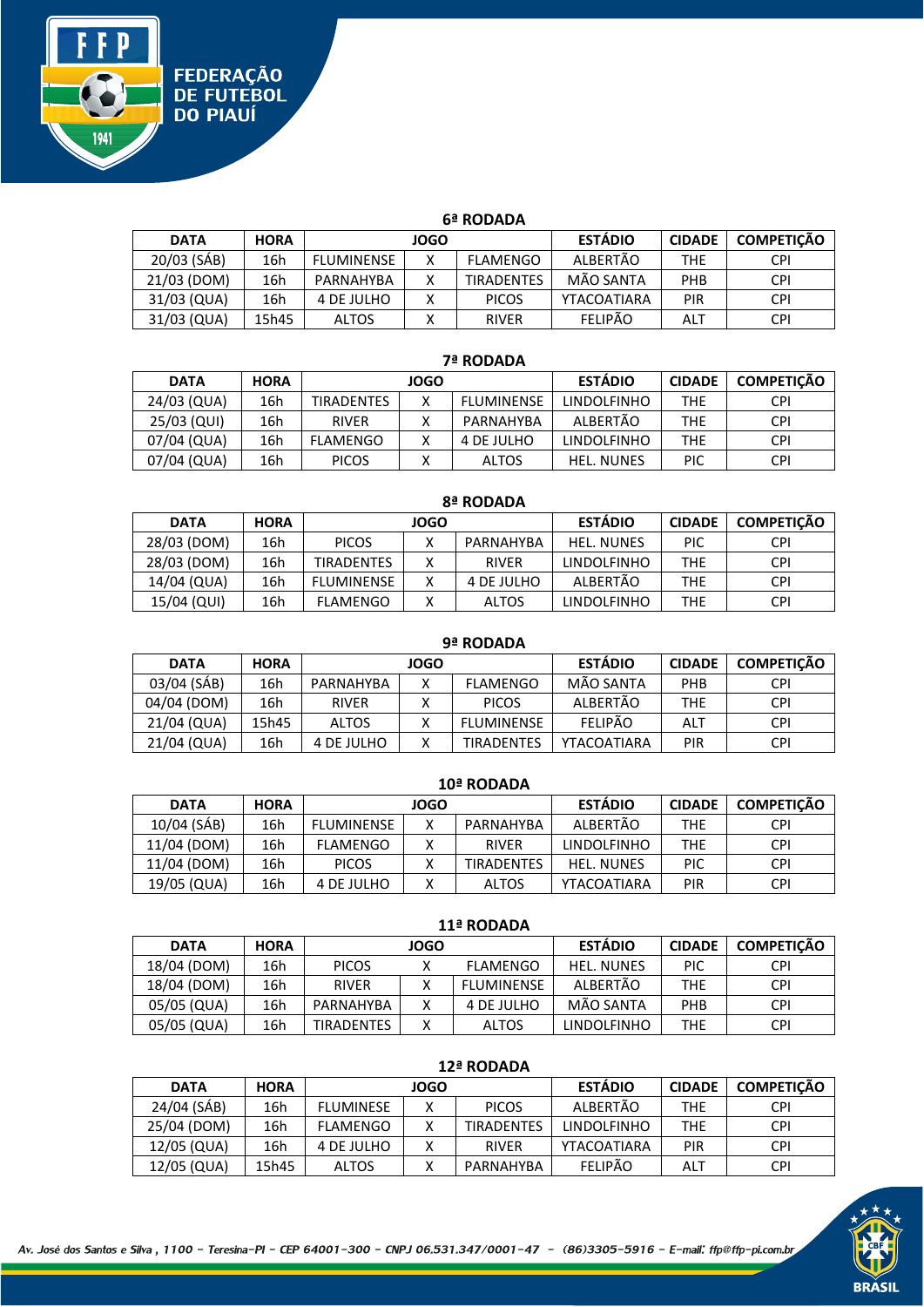## 6ª RODADA

| DATA | HORA | JOGO | | | ESTÁDIO | CIDADE | COMPETIÇÃO |
|---|---|---|---|---|---|---|---|
| 20/03 (SÁB) | 16h | FLUMINENSE | X | FLAMENGO | ALBERTÃO | THE | CPI |
| 21/03 (DOM) | 16h | PARNAHYBA | X | TIRADENTES | MÃO SANTA | PHB | CPI |
| 31/03 (QUA) | 16h | 4 DE JULHO | X | PICOS | YTACOATIARA | PIR | CPI |
| 31/03 (QUA) | 15h45 | ALTOS | X | RIVER | FELIPÃO | ALT | CPI |

## 7ª RODADA

| DATA | HORA | JOGO | | | ESTÁDIO | CIDADE | COMPETIÇÃO |
|---|---|---|---|---|---|---|---|
| 24/03 (QUA) | 16h | TIRADENTES | X | FLUMINENSE | LINDOLFINHO | THE | CPI |
| 25/03 (QUI) | 16h | RIVER | X | PARNAHYBA | ALBERTÃO | THE | CPI |
| 07/04 (QUA) | 16h | FLAMENGO | X | 4 DE JULHO | LINDOLFINHO | THE | CPI |
| 07/04 (QUA) | 16h | PICOS | X | ALTOS | HEL. NUNES | PIC | CPI |

## 8ª RODADA

| DATA | HORA | JOGO | | | ESTÁDIO | CIDADE | COMPETIÇÃO |
|---|---|---|---|---|---|---|---|
| 28/03 (DOM) | 16h | PICOS | X | PARNAHYBA | HEL. NUNES | PIC | CPI |
| 28/03 (DOM) | 16h | TIRADENTES | X | RIVER | LINDOLFINHO | THE | CPI |
| 14/04 (QUA) | 16h | FLUMINENSE | X | 4 DE JULHO | ALBERTÃO | THE | CPI |
| 15/04 (QUI) | 16h | FLAMENGO | X | ALTOS | LINDOLFINHO | THE | CPI |

## 9ª RODADA

| DATA | HORA | JOGO | | | ESTÁDIO | CIDADE | COMPETIÇÃO |
|---|---|---|---|---|---|---|---|
| 03/04 (SÁB) | 16h | PARNAHYBA | X | FLAMENGO | MÃO SANTA | PHB | CPI |
| 04/04 (DOM) | 16h | RIVER | X | PICOS | ALBERTÃO | THE | CPI |
| 21/04 (QUA) | 15h45 | ALTOS | X | FLUMINENSE | FELIPÃO | ALT | CPI |
| 21/04 (QUA) | 16h | 4 DE JULHO | X | TIRADENTES | YTACOATIARA | PIR | CPI |

## 10ª RODADA

| DATA | HORA | JOGO | | | ESTÁDIO | CIDADE | COMPETIÇÃO |
|---|---|---|---|---|---|---|---|
| 10/04 (SÁB) | 16h | FLUMINENSE | X | PARNAHYBA | ALBERTÃO | THE | CPI |
| 11/04 (DOM) | 16h | FLAMENGO | X | RIVER | LINDOLFINHO | THE | CPI |
| 11/04 (DOM) | 16h | PICOS | X | TIRADENTES | HEL. NUNES | PIC | CPI |
| 19/05 (QUA) | 16h | 4 DE JULHO | X | ALTOS | YTACOATIARA | PIR | CPI |

## 11ª RODADA

| DATA | HORA | JOGO | | | ESTÁDIO | CIDADE | COMPETIÇÃO |
|---|---|---|---|---|---|---|---|
| 18/04 (DOM) | 16h | PICOS | X | FLAMENGO | HEL. NUNES | PIC | CPI |
| 18/04 (DOM) | 16h | RIVER | X | FLUMINENSE | ALBERTÃO | THE | CPI |
| 05/05 (QUA) | 16h | PARNAHYBA | X | 4 DE JULHO | MÃO SANTA | PHB | CPI |
| 05/05 (QUA) | 16h | TIRADENTES | X | ALTOS | LINDOLFINHO | THE | CPI |

## 12ª RODADA

| DATA | HORA | JOGO | | | ESTÁDIO | CIDADE | COMPETIÇÃO |
|---|---|---|---|---|---|---|---|
| 24/04 (SÁB) | 16h | FLUMINESE | X | PICOS | ALBERTÃO | THE | CPI |
| 25/04 (DOM) | 16h | FLAMENGO | X | TIRADENTES | LINDOLFINHO | THE | CPI |
| 12/05 (QUA) | 16h | 4 DE JULHO | X | RIVER | YTACOATIARA | PIR | CPI |
| 12/05 (QUA) | 15h45 | ALTOS | X | PARNAHYBA | FELIPÃO | ALT | CPI |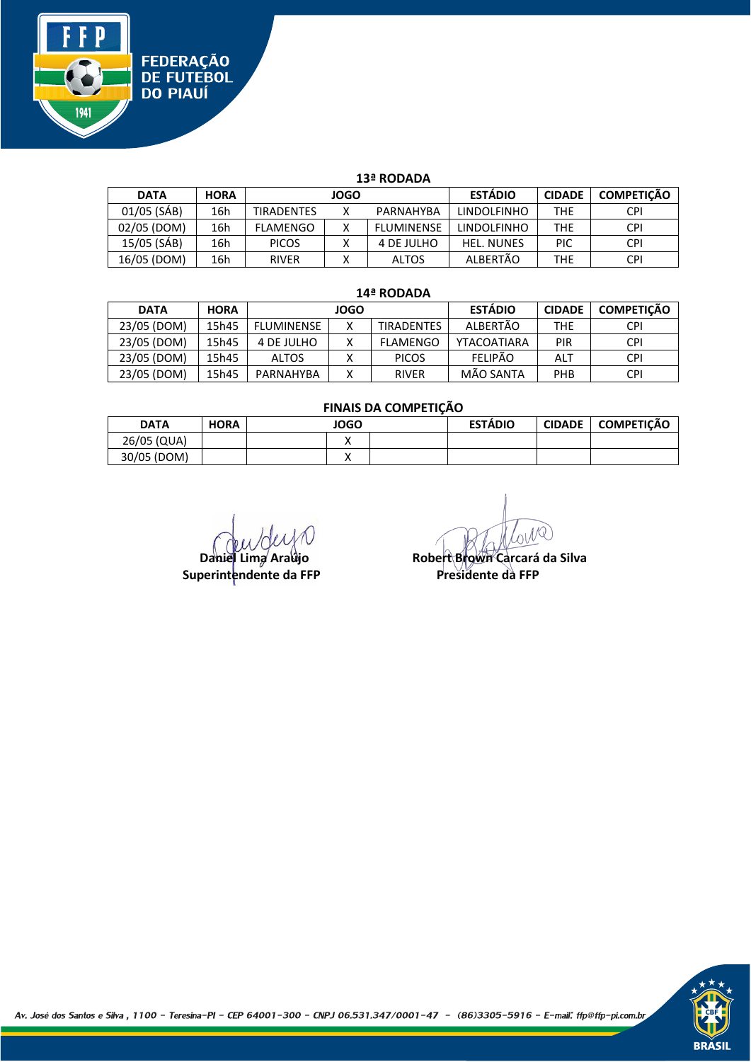### 13ª RODADA

| DATA | HORA | JOGO | | | ESTÁDIO | CIDADE | COMPETIÇÃO |
|---|---|---|---|---|---|---|---|
| 01/05 (SÁB) | 16h | TIRADENTES | X | PARNAHYBA | LINDOLFINHO | THE | CPI |
| 02/05 (DOM) | 16h | FLAMENGO | X | FLUMINENSE | LINDOLFINHO | THE | CPI |
| 15/05 (SÁB) | 16h | PICOS | X | 4 DE JULHO | HEL. NUNES | PIC | CPI |
| 16/05 (DOM) | 16h | RIVER | X | ALTOS | ALBERTÃO | THE | CPI |

### 14ª RODADA

| DATA | HORA | JOGO | | | ESTÁDIO | CIDADE | COMPETIÇÃO |
|---|---|---|---|---|---|---|---|
| 23/05 (DOM) | 15h45 | FLUMINENSE | X | TIRADENTES | ALBERTÃO | THE | CPI |
| 23/05 (DOM) | 15h45 | 4 DE JULHO | X | FLAMENGO | YTACOATIARA | PIR | CPI |
| 23/05 (DOM) | 15h45 | ALTOS | X | PICOS | FELIPÃO | ALT | CPI |
| 23/05 (DOM) | 15h45 | PARNAHYBA | X | RIVER | MÃO SANTA | PHB | CPI |

### FINAIS DA COMPETIÇÃO

| DATA | HORA | JOGO | | | ESTÁDIO | CIDADE | COMPETIÇÃO |
|---|---|---|---|---|---|---|---|
| 26/05 (QUA) | | | X | | | | |
| 30/05 (DOM) | | | X | | | | |

**Daniel Lima Araújo**
**Superintendente da FFP**

**Robert Brown Carcará da Silva**
**Presidente da FFP**